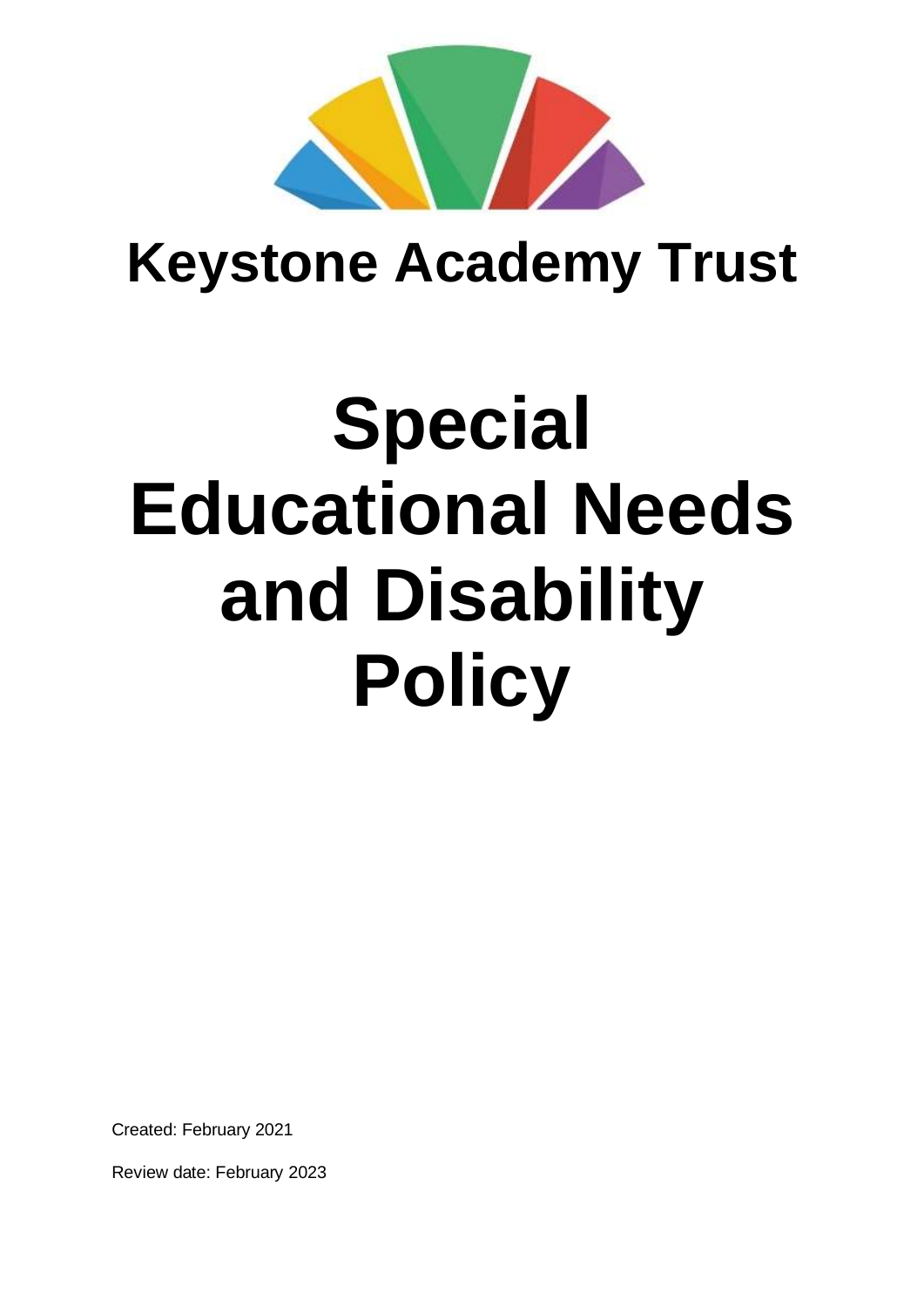# Keystone Academy Trust

# Special Educational Needs and Disability Policy

Created: February 2021

Review date: February 2023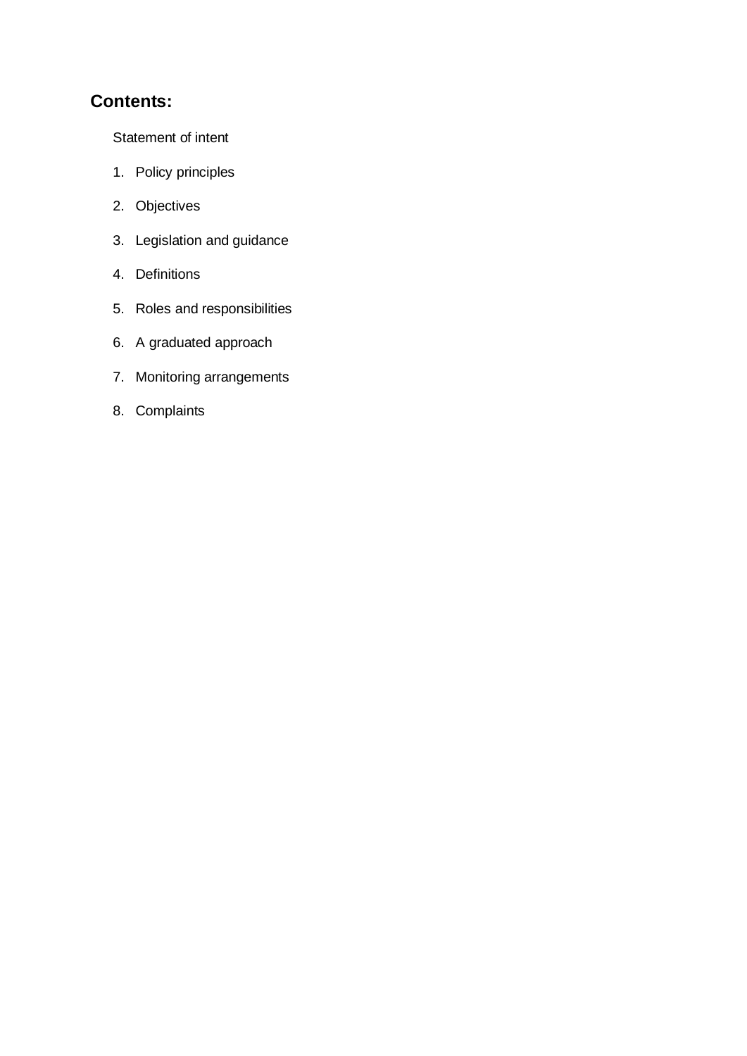## Contents:

Statement of intent

1. Policy principles
2. Objectives
3. Legislation and guidance
4. Definitions
5. Roles and responsibilities
6. A graduated approach
7. Monitoring arrangements
8. Complaints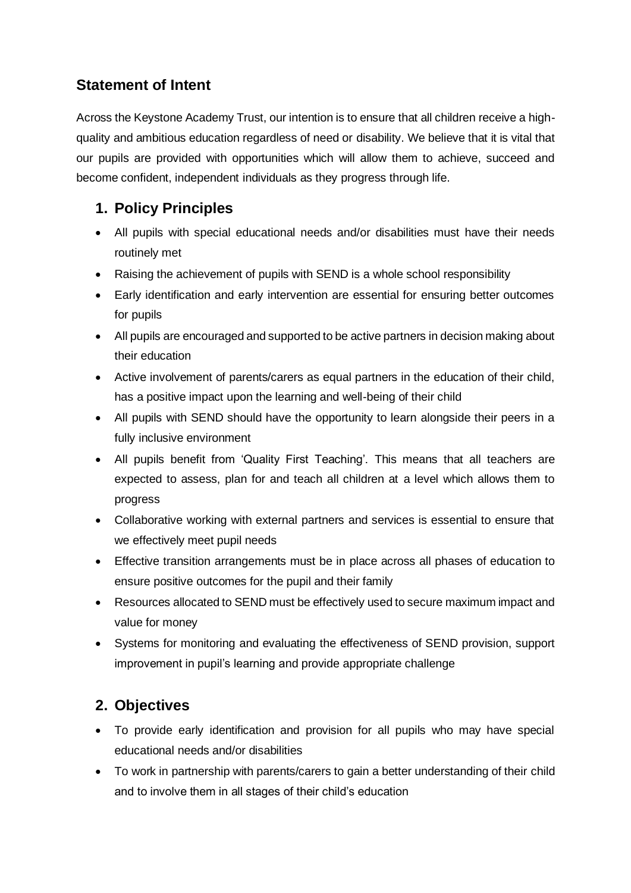## Statement of Intent

Across the Keystone Academy Trust, our intention is to ensure that all children receive a high-quality and ambitious education regardless of need or disability. We believe that it is vital that our pupils are provided with opportunities which will allow them to achieve, succeed and become confident, independent individuals as they progress through life.

## 1. Policy Principles

- All pupils with special educational needs and/or disabilities must have their needs routinely met
- Raising the achievement of pupils with SEND is a whole school responsibility
- Early identification and early intervention are essential for ensuring better outcomes for pupils
- All pupils are encouraged and supported to be active partners in decision making about their education
- Active involvement of parents/carers as equal partners in the education of their child, has a positive impact upon the learning and well-being of their child
- All pupils with SEND should have the opportunity to learn alongside their peers in a fully inclusive environment
- All pupils benefit from 'Quality First Teaching'. This means that all teachers are expected to assess, plan for and teach all children at a level which allows them to progress
- Collaborative working with external partners and services is essential to ensure that we effectively meet pupil needs
- Effective transition arrangements must be in place across all phases of education to ensure positive outcomes for the pupil and their family
- Resources allocated to SEND must be effectively used to secure maximum impact and value for money
- Systems for monitoring and evaluating the effectiveness of SEND provision, support improvement in pupil's learning and provide appropriate challenge

## 2. Objectives

- To provide early identification and provision for all pupils who may have special educational needs and/or disabilities
- To work in partnership with parents/carers to gain a better understanding of their child and to involve them in all stages of their child's education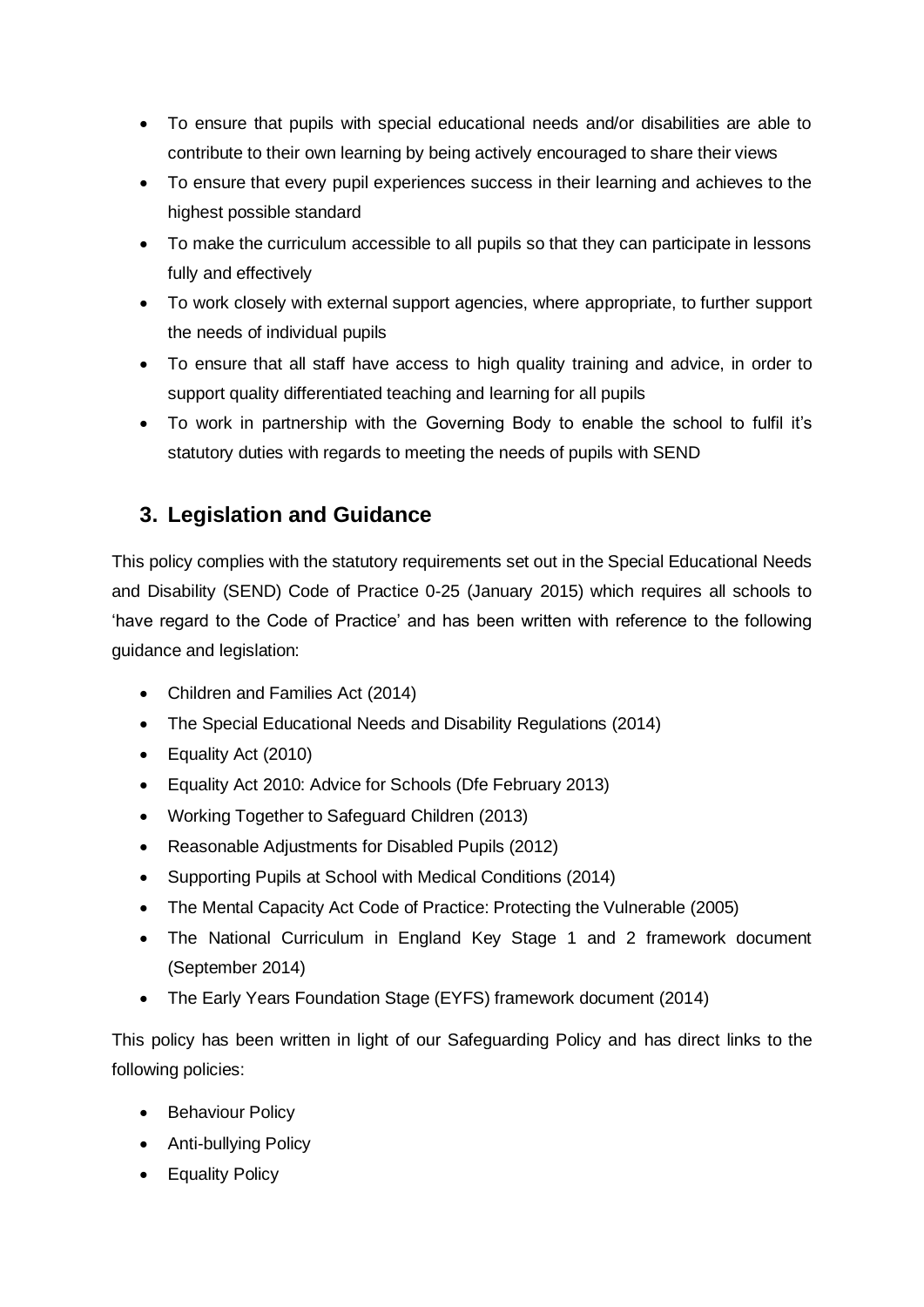- To ensure that pupils with special educational needs and/or disabilities are able to contribute to their own learning by being actively encouraged to share their views
- To ensure that every pupil experiences success in their learning and achieves to the highest possible standard
- To make the curriculum accessible to all pupils so that they can participate in lessons fully and effectively
- To work closely with external support agencies, where appropriate, to further support the needs of individual pupils
- To ensure that all staff have access to high quality training and advice, in order to support quality differentiated teaching and learning for all pupils
- To work in partnership with the Governing Body to enable the school to fulfil it's statutory duties with regards to meeting the needs of pupils with SEND

## 3. Legislation and Guidance

This policy complies with the statutory requirements set out in the Special Educational Needs and Disability (SEND) Code of Practice 0-25 (January 2015) which requires all schools to 'have regard to the Code of Practice' and has been written with reference to the following guidance and legislation:

- Children and Families Act (2014)
- The Special Educational Needs and Disability Regulations (2014)
- Equality Act (2010)
- Equality Act 2010: Advice for Schools (Dfe February 2013)
- Working Together to Safeguard Children (2013)
- Reasonable Adjustments for Disabled Pupils (2012)
- Supporting Pupils at School with Medical Conditions (2014)
- The Mental Capacity Act Code of Practice: Protecting the Vulnerable (2005)
- The National Curriculum in England Key Stage 1 and 2 framework document (September 2014)
- The Early Years Foundation Stage (EYFS) framework document (2014)

This policy has been written in light of our Safeguarding Policy and has direct links to the following policies:

- Behaviour Policy
- Anti-bullying Policy
- Equality Policy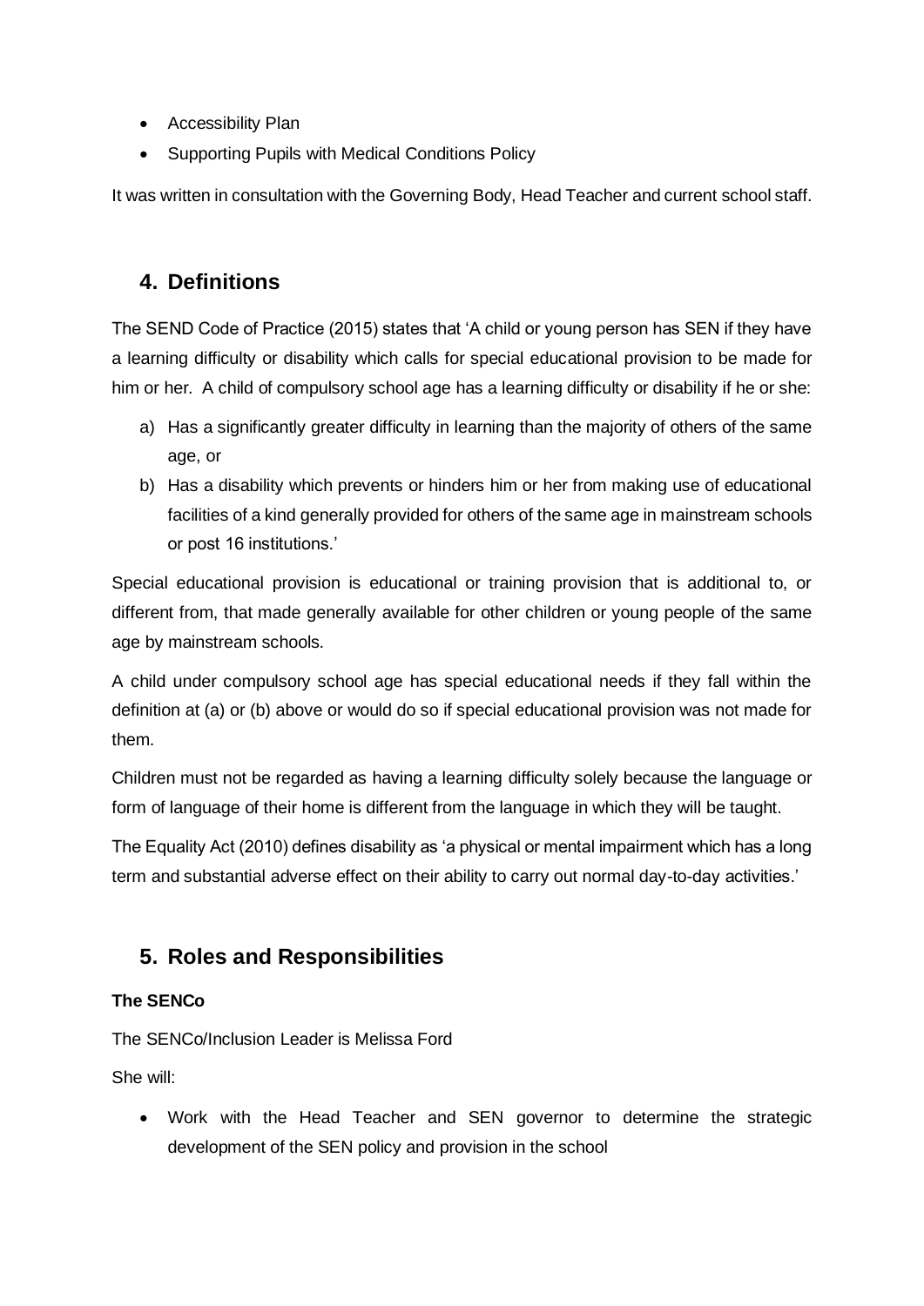- Accessibility Plan
- Supporting Pupils with Medical Conditions Policy

It was written in consultation with the Governing Body, Head Teacher and current school staff.

## 4. Definitions

The SEND Code of Practice (2015) states that 'A child or young person has SEN if they have a learning difficulty or disability which calls for special educational provision to be made for him or her. A child of compulsory school age has a learning difficulty or disability if he or she:

a) Has a significantly greater difficulty in learning than the majority of others of the same age, or
b) Has a disability which prevents or hinders him or her from making use of educational facilities of a kind generally provided for others of the same age in mainstream schools or post 16 institutions.'

Special educational provision is educational or training provision that is additional to, or different from, that made generally available for other children or young people of the same age by mainstream schools.

A child under compulsory school age has special educational needs if they fall within the definition at (a) or (b) above or would do so if special educational provision was not made for them.

Children must not be regarded as having a learning difficulty solely because the language or form of language of their home is different from the language in which they will be taught.

The Equality Act (2010) defines disability as 'a physical or mental impairment which has a long term and substantial adverse effect on their ability to carry out normal day-to-day activities.'

## 5. Roles and Responsibilities

**The SENCo**

The SENCo/Inclusion Leader is Melissa Ford

She will:

- Work with the Head Teacher and SEN governor to determine the strategic development of the SEN policy and provision in the school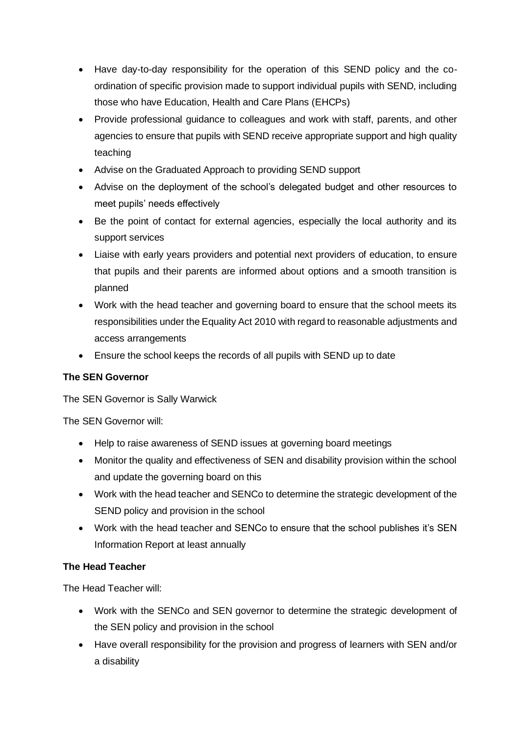- Have day-to-day responsibility for the operation of this SEND policy and the co-ordination of specific provision made to support individual pupils with SEND, including those who have Education, Health and Care Plans (EHCPs)
- Provide professional guidance to colleagues and work with staff, parents, and other agencies to ensure that pupils with SEND receive appropriate support and high quality teaching
- Advise on the Graduated Approach to providing SEND support
- Advise on the deployment of the school's delegated budget and other resources to meet pupils' needs effectively
- Be the point of contact for external agencies, especially the local authority and its support services
- Liaise with early years providers and potential next providers of education, to ensure that pupils and their parents are informed about options and a smooth transition is planned
- Work with the head teacher and governing board to ensure that the school meets its responsibilities under the Equality Act 2010 with regard to reasonable adjustments and access arrangements
- Ensure the school keeps the records of all pupils with SEND up to date

**The SEN Governor**

The SEN Governor is Sally Warwick

The SEN Governor will:

- Help to raise awareness of SEND issues at governing board meetings
- Monitor the quality and effectiveness of SEN and disability provision within the school and update the governing board on this
- Work with the head teacher and SENCo to determine the strategic development of the SEND policy and provision in the school
- Work with the head teacher and SENCo to ensure that the school publishes it's SEN Information Report at least annually

**The Head Teacher**

The Head Teacher will:

- Work with the SENCo and SEN governor to determine the strategic development of the SEN policy and provision in the school
- Have overall responsibility for the provision and progress of learners with SEN and/or a disability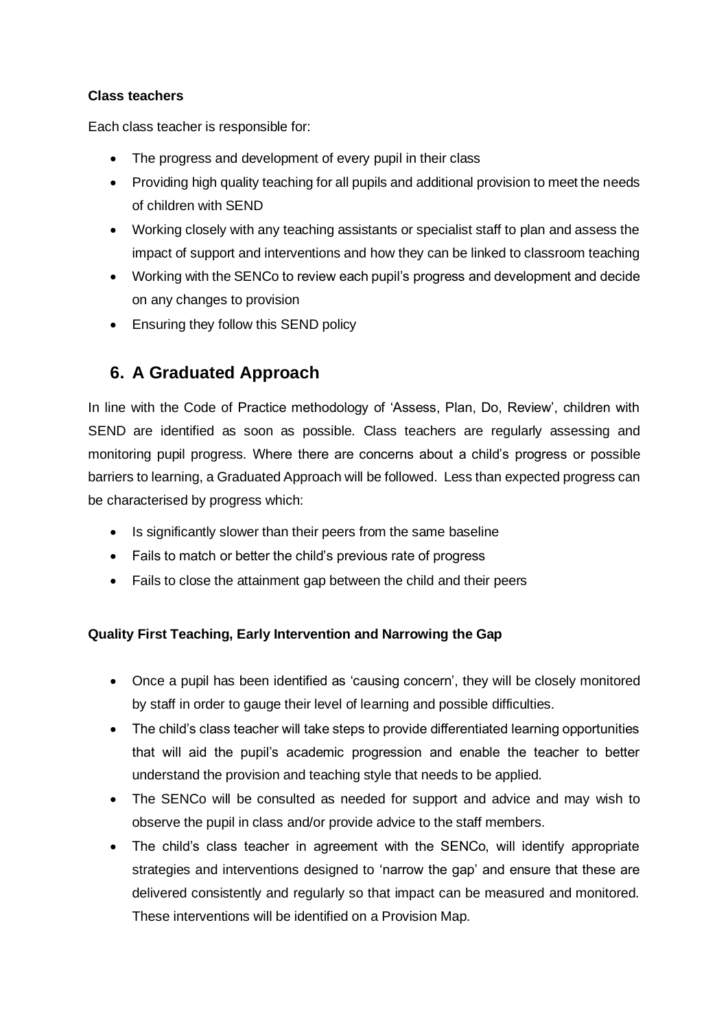**Class teachers**

Each class teacher is responsible for:

- The progress and development of every pupil in their class
- Providing high quality teaching for all pupils and additional provision to meet the needs of children with SEND
- Working closely with any teaching assistants or specialist staff to plan and assess the impact of support and interventions and how they can be linked to classroom teaching
- Working with the SENCo to review each pupil's progress and development and decide on any changes to provision
- Ensuring they follow this SEND policy

## 6. A Graduated Approach

In line with the Code of Practice methodology of 'Assess, Plan, Do, Review', children with SEND are identified as soon as possible. Class teachers are regularly assessing and monitoring pupil progress. Where there are concerns about a child's progress or possible barriers to learning, a Graduated Approach will be followed. Less than expected progress can be characterised by progress which:

- Is significantly slower than their peers from the same baseline
- Fails to match or better the child's previous rate of progress
- Fails to close the attainment gap between the child and their peers

**Quality First Teaching, Early Intervention and Narrowing the Gap**

- Once a pupil has been identified as 'causing concern', they will be closely monitored by staff in order to gauge their level of learning and possible difficulties.
- The child's class teacher will take steps to provide differentiated learning opportunities that will aid the pupil's academic progression and enable the teacher to better understand the provision and teaching style that needs to be applied.
- The SENCo will be consulted as needed for support and advice and may wish to observe the pupil in class and/or provide advice to the staff members.
- The child's class teacher in agreement with the SENCo, will identify appropriate strategies and interventions designed to 'narrow the gap' and ensure that these are delivered consistently and regularly so that impact can be measured and monitored. These interventions will be identified on a Provision Map.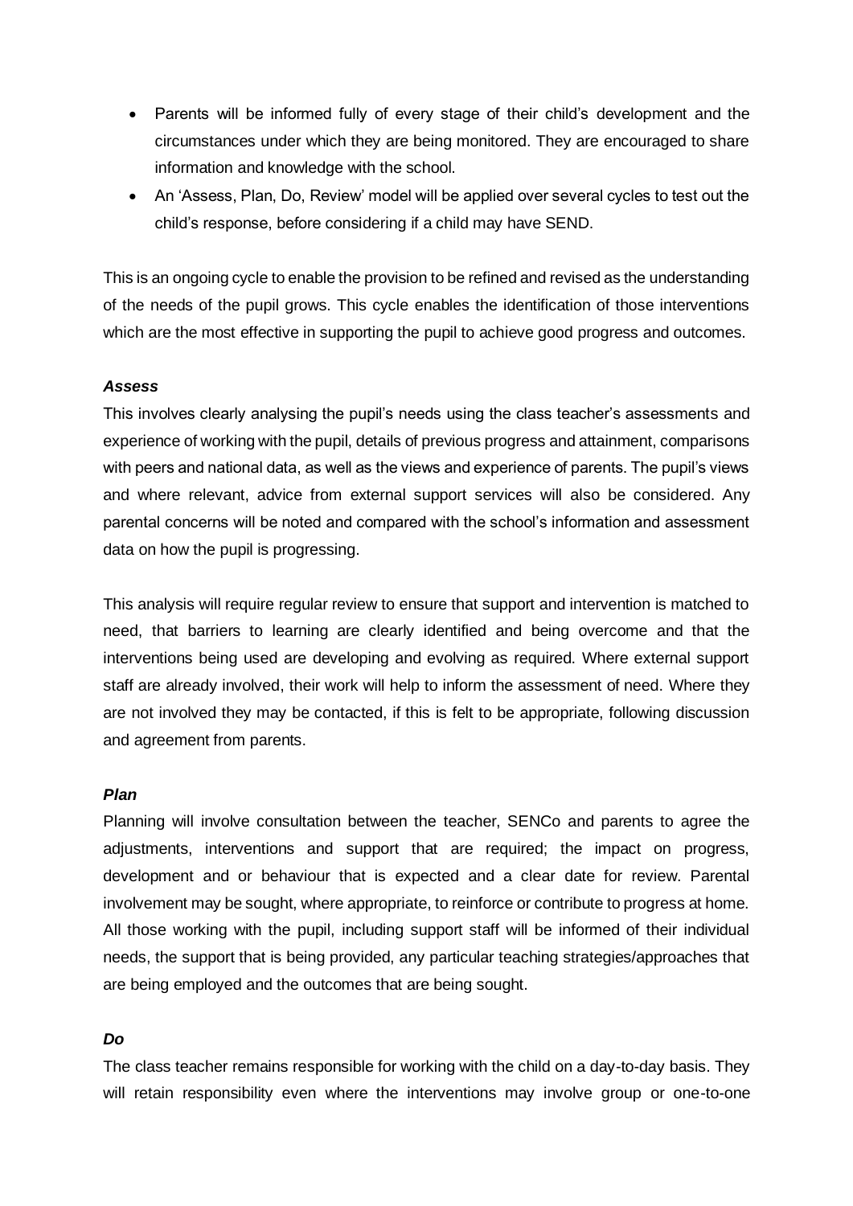- Parents will be informed fully of every stage of their child's development and the circumstances under which they are being monitored. They are encouraged to share information and knowledge with the school.
- An 'Assess, Plan, Do, Review' model will be applied over several cycles to test out the child's response, before considering if a child may have SEND.

This is an ongoing cycle to enable the provision to be refined and revised as the understanding of the needs of the pupil grows. This cycle enables the identification of those interventions which are the most effective in supporting the pupil to achieve good progress and outcomes.

***Assess***

This involves clearly analysing the pupil's needs using the class teacher's assessments and experience of working with the pupil, details of previous progress and attainment, comparisons with peers and national data, as well as the views and experience of parents. The pupil's views and where relevant, advice from external support services will also be considered. Any parental concerns will be noted and compared with the school's information and assessment data on how the pupil is progressing.

This analysis will require regular review to ensure that support and intervention is matched to need, that barriers to learning are clearly identified and being overcome and that the interventions being used are developing and evolving as required. Where external support staff are already involved, their work will help to inform the assessment of need. Where they are not involved they may be contacted, if this is felt to be appropriate, following discussion and agreement from parents.

***Plan***

Planning will involve consultation between the teacher, SENCo and parents to agree the adjustments, interventions and support that are required; the impact on progress, development and or behaviour that is expected and a clear date for review. Parental involvement may be sought, where appropriate, to reinforce or contribute to progress at home. All those working with the pupil, including support staff will be informed of their individual needs, the support that is being provided, any particular teaching strategies/approaches that are being employed and the outcomes that are being sought.

***Do***

The class teacher remains responsible for working with the child on a day-to-day basis. They will retain responsibility even where the interventions may involve group or one-to-one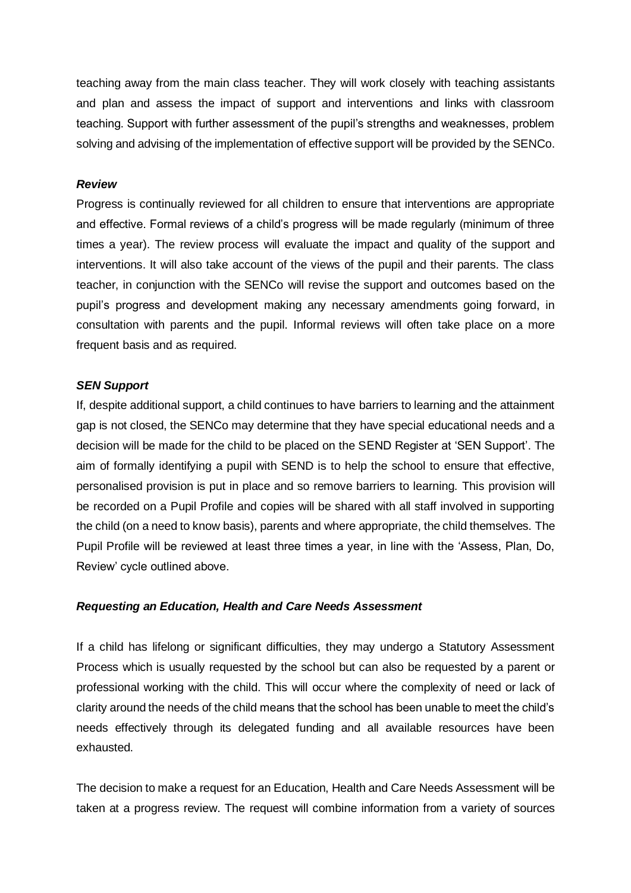teaching away from the main class teacher. They will work closely with teaching assistants and plan and assess the impact of support and interventions and links with classroom teaching. Support with further assessment of the pupil's strengths and weaknesses, problem solving and advising of the implementation of effective support will be provided by the SENCo.

***Review***

Progress is continually reviewed for all children to ensure that interventions are appropriate and effective. Formal reviews of a child's progress will be made regularly (minimum of three times a year). The review process will evaluate the impact and quality of the support and interventions. It will also take account of the views of the pupil and their parents. The class teacher, in conjunction with the SENCo will revise the support and outcomes based on the pupil's progress and development making any necessary amendments going forward, in consultation with parents and the pupil. Informal reviews will often take place on a more frequent basis and as required.

***SEN Support***

If, despite additional support, a child continues to have barriers to learning and the attainment gap is not closed, the SENCo may determine that they have special educational needs and a decision will be made for the child to be placed on the SEND Register at 'SEN Support'. The aim of formally identifying a pupil with SEND is to help the school to ensure that effective, personalised provision is put in place and so remove barriers to learning. This provision will be recorded on a Pupil Profile and copies will be shared with all staff involved in supporting the child (on a need to know basis), parents and where appropriate, the child themselves. The Pupil Profile will be reviewed at least three times a year, in line with the 'Assess, Plan, Do, Review' cycle outlined above.

***Requesting an Education, Health and Care Needs Assessment***

If a child has lifelong or significant difficulties, they may undergo a Statutory Assessment Process which is usually requested by the school but can also be requested by a parent or professional working with the child. This will occur where the complexity of need or lack of clarity around the needs of the child means that the school has been unable to meet the child's needs effectively through its delegated funding and all available resources have been exhausted.

The decision to make a request for an Education, Health and Care Needs Assessment will be taken at a progress review. The request will combine information from a variety of sources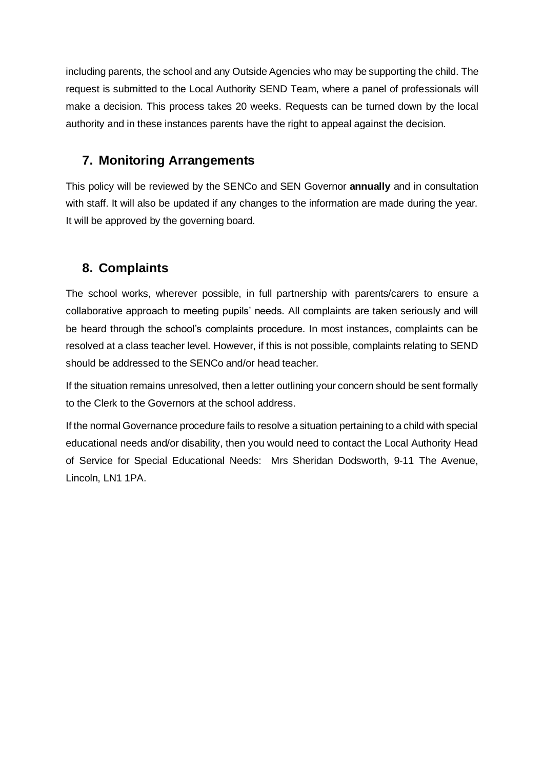including parents, the school and any Outside Agencies who may be supporting the child. The request is submitted to the Local Authority SEND Team, where a panel of professionals will make a decision. This process takes 20 weeks. Requests can be turned down by the local authority and in these instances parents have the right to appeal against the decision.

## 7. Monitoring Arrangements

This policy will be reviewed by the SENCo and SEN Governor **annually** and in consultation with staff. It will also be updated if any changes to the information are made during the year. It will be approved by the governing board.

## 8. Complaints

The school works, wherever possible, in full partnership with parents/carers to ensure a collaborative approach to meeting pupils' needs. All complaints are taken seriously and will be heard through the school's complaints procedure. In most instances, complaints can be resolved at a class teacher level. However, if this is not possible, complaints relating to SEND should be addressed to the SENCo and/or head teacher.

If the situation remains unresolved, then a letter outlining your concern should be sent formally to the Clerk to the Governors at the school address.

If the normal Governance procedure fails to resolve a situation pertaining to a child with special educational needs and/or disability, then you would need to contact the Local Authority Head of Service for Special Educational Needs: Mrs Sheridan Dodsworth, 9-11 The Avenue, Lincoln, LN1 1PA.